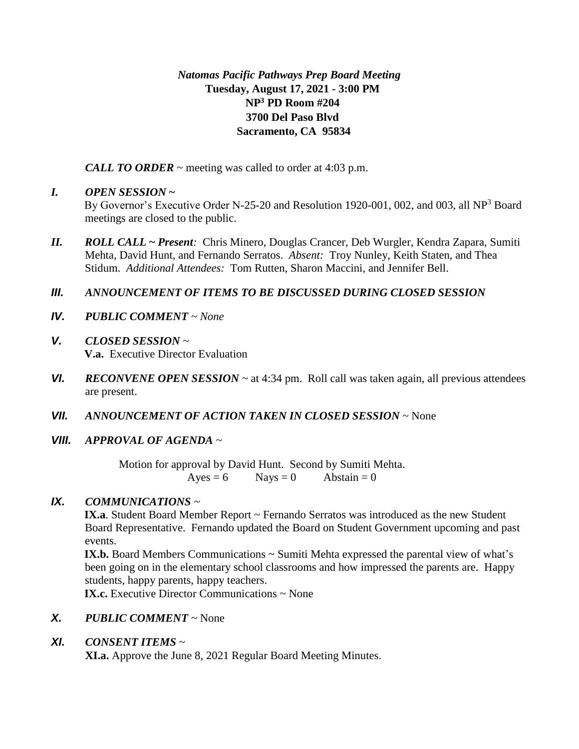***Natomas Pacific Pathways Prep Board Meeting***
**Tuesday, August 17, 2021 - 3:00 PM**
**NP$^3$ PD Room #204**
**3700 Del Paso Blvd**
**Sacramento, CA 95834**

***CALL TO ORDER*** ~ meeting was called to order at 4:03 p.m.

***I. OPEN SESSION ~***
By Governor's Executive Order N-25-20 and Resolution 1920-001, 002, and 003, all NP$^3$ Board meetings are closed to the public.

***II. ROLL CALL ~ Present:*** Chris Minero, Douglas Crancer, Deb Wurgler, Kendra Zapara, Sumiti Mehta, David Hunt, and Fernando Serratos. *Absent:* Troy Nunley, Keith Staten, and Thea Stidum. *Additional Attendees:* Tom Rutten, Sharon Maccini, and Jennifer Bell.

***III. ANNOUNCEMENT OF ITEMS TO BE DISCUSSED DURING CLOSED SESSION***

***IV. PUBLIC COMMENT*** ~ *None*

***V. CLOSED SESSION*** ~
**V.a.** Executive Director Evaluation

***VI. RECONVENE OPEN SESSION*** ~ at 4:34 pm. Roll call was taken again, all previous attendees are present.

***VII. ANNOUNCEMENT OF ACTION TAKEN IN CLOSED SESSION*** ~ None

***VIII. APPROVAL OF AGENDA*** ~

Motion for approval by David Hunt. Second by Sumiti Mehta.
Ayes = 6 Nays = 0 Abstain = 0

***IX. COMMUNICATIONS*** ~
**IX.a**. Student Board Member Report ~ Fernando Serratos was introduced as the new Student Board Representative. Fernando updated the Board on Student Government upcoming and past events.
**IX.b.** Board Members Communications ~ Sumiti Mehta expressed the parental view of what's been going on in the elementary school classrooms and how impressed the parents are. Happy students, happy parents, happy teachers.
**IX.c.** Executive Director Communications ~ None

***X. PUBLIC COMMENT*** ~ None

***XI. CONSENT ITEMS*** ~
**XI.a.** Approve the June 8, 2021 Regular Board Meeting Minutes.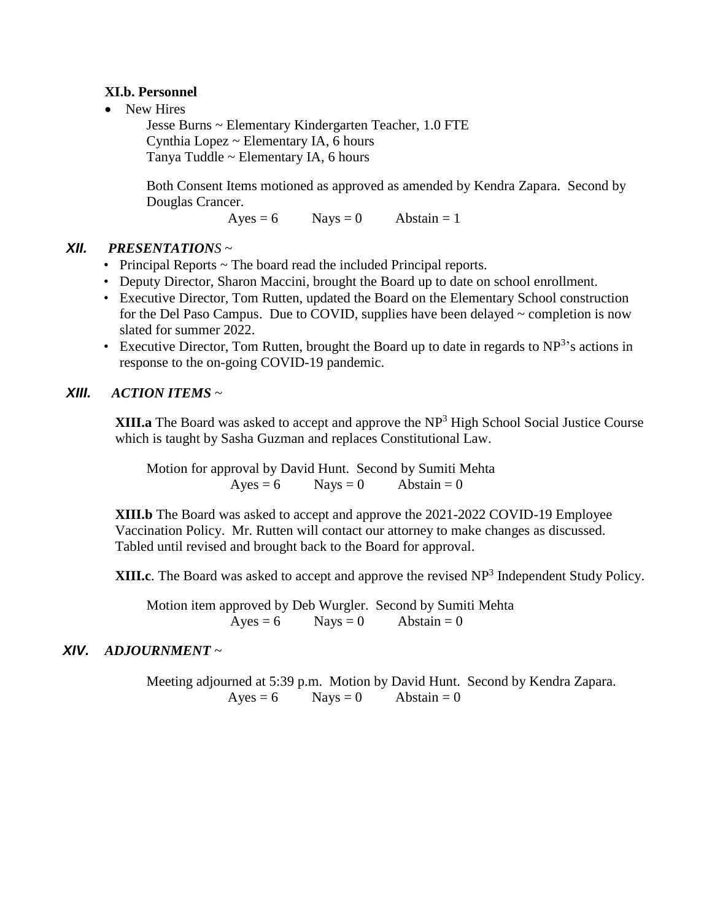**XI.b. Personnel**

- New Hires

  Jesse Burns ~ Elementary Kindergarten Teacher, 1.0 FTE
  Cynthia Lopez ~ Elementary IA, 6 hours
  Tanya Tuddle ~ Elementary IA, 6 hours

  Both Consent Items motioned as approved as amended by Kendra Zapara. Second by Douglas Crancer.

  Ayes = 6 Nays = 0 Abstain = 1

### *XII. PRESENTATIONS ~*

- Principal Reports ~ The board read the included Principal reports.
- Deputy Director, Sharon Maccini, brought the Board up to date on school enrollment.
- Executive Director, Tom Rutten, updated the Board on the Elementary School construction for the Del Paso Campus. Due to COVID, supplies have been delayed ~ completion is now slated for summer 2022.
- Executive Director, Tom Rutten, brought the Board up to date in regards to NP³'s actions in response to the on-going COVID-19 pandemic.

### *XIII. ACTION ITEMS ~*

**XIII.a** The Board was asked to accept and approve the NP³ High School Social Justice Course which is taught by Sasha Guzman and replaces Constitutional Law.

Motion for approval by David Hunt. Second by Sumiti Mehta

Ayes = 6 Nays = 0 Abstain = 0

**XIII.b** The Board was asked to accept and approve the 2021-2022 COVID-19 Employee Vaccination Policy. Mr. Rutten will contact our attorney to make changes as discussed. Tabled until revised and brought back to the Board for approval.

**XIII.c**. The Board was asked to accept and approve the revised NP³ Independent Study Policy.

Motion item approved by Deb Wurgler. Second by Sumiti Mehta

Ayes = 6 Nays = 0 Abstain = 0

### *XIV. ADJOURNMENT ~*

Meeting adjourned at 5:39 p.m. Motion by David Hunt. Second by Kendra Zapara.

Ayes = 6 Nays = 0 Abstain = 0